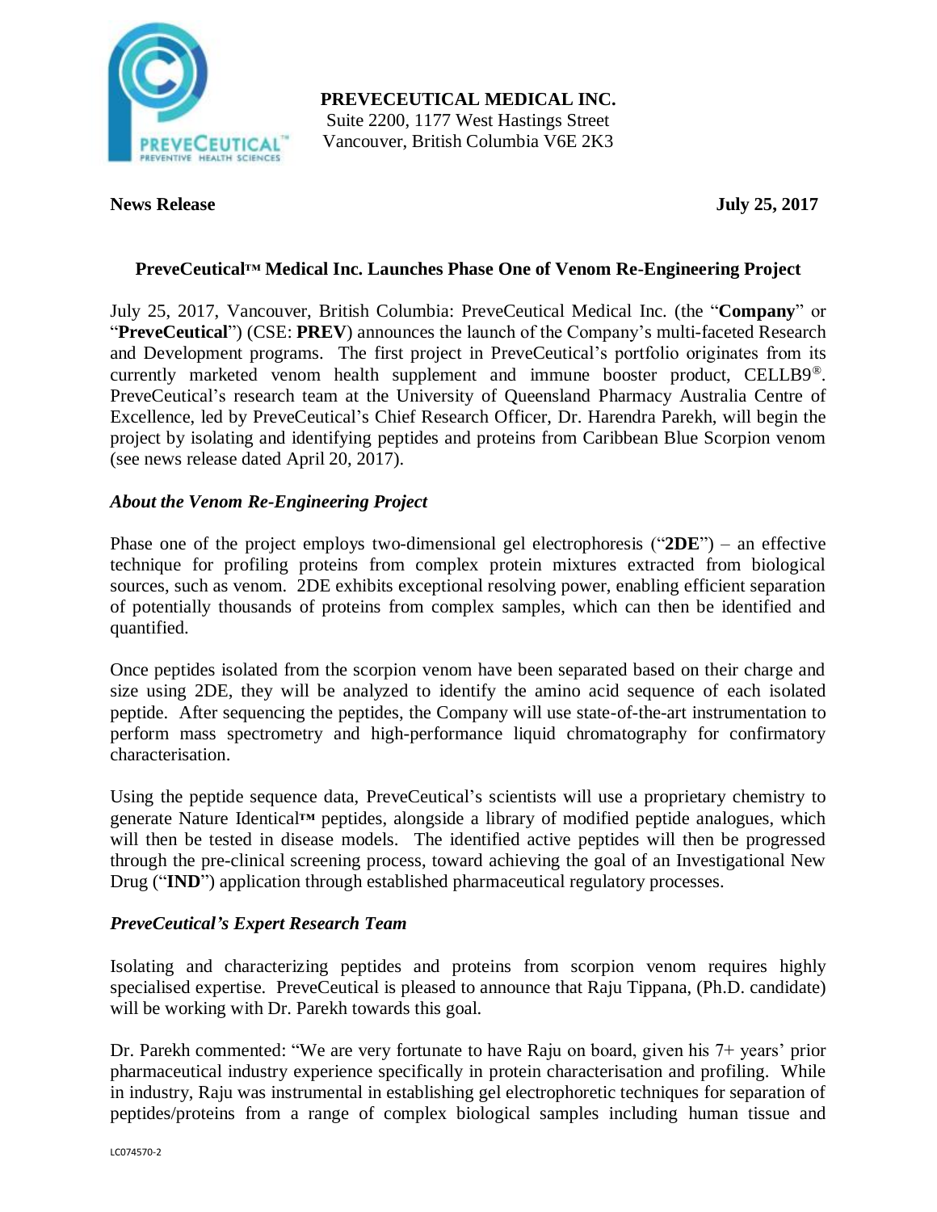**PREVECEUTICAL MEDICAL INC.**
Suite 2200, 1177 West Hastings Street
Vancouver, British Columbia V6E 2K3

**News Release** **July 25, 2017**

## PreveCeutical™ Medical Inc. Launches Phase One of Venom Re-Engineering Project

July 25, 2017, Vancouver, British Columbia: PreveCeutical Medical Inc. (the "**Company**" or "**PreveCeutical**") (CSE: **PREV**) announces the launch of the Company's multi-faceted Research and Development programs. The first project in PreveCeutical's portfolio originates from its currently marketed venom health supplement and immune booster product, CELLB9®. PreveCeutical's research team at the University of Queensland Pharmacy Australia Centre of Excellence, led by PreveCeutical's Chief Research Officer, Dr. Harendra Parekh, will begin the project by isolating and identifying peptides and proteins from Caribbean Blue Scorpion venom (see news release dated April 20, 2017).

### *About the Venom Re-Engineering Project*

Phase one of the project employs two-dimensional gel electrophoresis ("**2DE**") – an effective technique for profiling proteins from complex protein mixtures extracted from biological sources, such as venom. 2DE exhibits exceptional resolving power, enabling efficient separation of potentially thousands of proteins from complex samples, which can then be identified and quantified.

Once peptides isolated from the scorpion venom have been separated based on their charge and size using 2DE, they will be analyzed to identify the amino acid sequence of each isolated peptide. After sequencing the peptides, the Company will use state-of-the-art instrumentation to perform mass spectrometry and high-performance liquid chromatography for confirmatory characterisation.

Using the peptide sequence data, PreveCeutical's scientists will use a proprietary chemistry to generate Nature Identical™ peptides, alongside a library of modified peptide analogues, which will then be tested in disease models. The identified active peptides will then be progressed through the pre-clinical screening process, toward achieving the goal of an Investigational New Drug ("**IND**") application through established pharmaceutical regulatory processes.

### *PreveCeutical's Expert Research Team*

Isolating and characterizing peptides and proteins from scorpion venom requires highly specialised expertise. PreveCeutical is pleased to announce that Raju Tippana, (Ph.D. candidate) will be working with Dr. Parekh towards this goal.

Dr. Parekh commented: "We are very fortunate to have Raju on board, given his 7+ years' prior pharmaceutical industry experience specifically in protein characterisation and profiling. While in industry, Raju was instrumental in establishing gel electrophoretic techniques for separation of peptides/proteins from a range of complex biological samples including human tissue and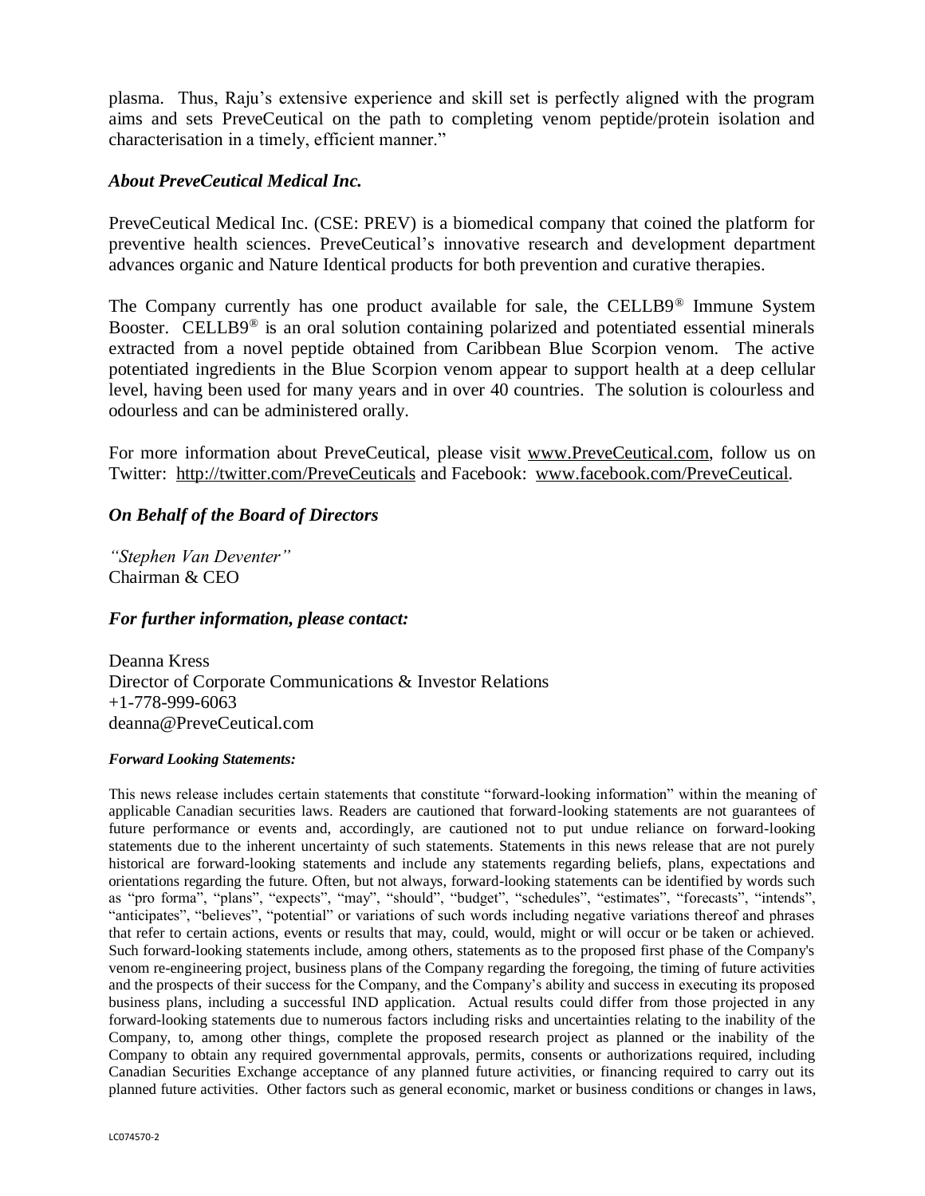plasma. Thus, Raju's extensive experience and skill set is perfectly aligned with the program aims and sets PreveCeutical on the path to completing venom peptide/protein isolation and characterisation in a timely, efficient manner."

### *About PreveCeutical Medical Inc.*

PreveCeutical Medical Inc. (CSE: PREV) is a biomedical company that coined the platform for preventive health sciences. PreveCeutical's innovative research and development department advances organic and Nature Identical products for both prevention and curative therapies.

The Company currently has one product available for sale, the CELLB9® Immune System Booster. CELLB9® is an oral solution containing polarized and potentiated essential minerals extracted from a novel peptide obtained from Caribbean Blue Scorpion venom. The active potentiated ingredients in the Blue Scorpion venom appear to support health at a deep cellular level, having been used for many years and in over 40 countries. The solution is colourless and odourless and can be administered orally.

For more information about PreveCeutical, please visit www.PreveCeutical.com, follow us on Twitter: http://twitter.com/PreveCeuticals and Facebook: www.facebook.com/PreveCeutical.

### *On Behalf of the Board of Directors*

*"Stephen Van Deventer"*
Chairman & CEO

### *For further information, please contact:*

Deanna Kress
Director of Corporate Communications & Investor Relations
+1-778-999-6063
deanna@PreveCeutical.com

#### *Forward Looking Statements:*

This news release includes certain statements that constitute "forward-looking information" within the meaning of applicable Canadian securities laws. Readers are cautioned that forward-looking statements are not guarantees of future performance or events and, accordingly, are cautioned not to put undue reliance on forward-looking statements due to the inherent uncertainty of such statements. Statements in this news release that are not purely historical are forward-looking statements and include any statements regarding beliefs, plans, expectations and orientations regarding the future. Often, but not always, forward-looking statements can be identified by words such as "pro forma", "plans", "expects", "may", "should", "budget", "schedules", "estimates", "forecasts", "intends", "anticipates", "believes", "potential" or variations of such words including negative variations thereof and phrases that refer to certain actions, events or results that may, could, would, might or will occur or be taken or achieved. Such forward-looking statements include, among others, statements as to the proposed first phase of the Company's venom re-engineering project, business plans of the Company regarding the foregoing, the timing of future activities and the prospects of their success for the Company, and the Company's ability and success in executing its proposed business plans, including a successful IND application. Actual results could differ from those projected in any forward-looking statements due to numerous factors including risks and uncertainties relating to the inability of the Company, to, among other things, complete the proposed research project as planned or the inability of the Company to obtain any required governmental approvals, permits, consents or authorizations required, including Canadian Securities Exchange acceptance of any planned future activities, or financing required to carry out its planned future activities. Other factors such as general economic, market or business conditions or changes in laws,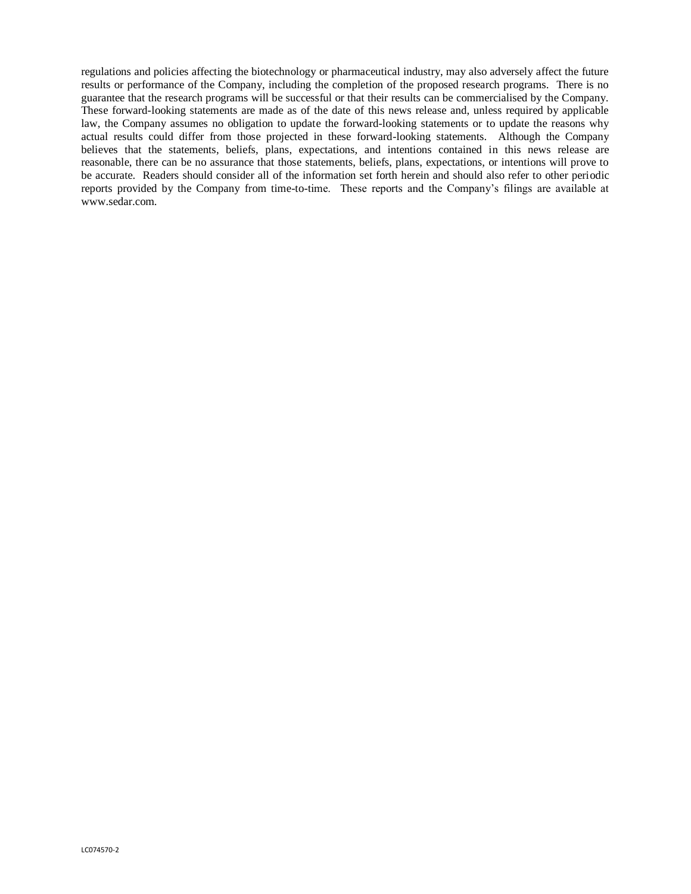regulations and policies affecting the biotechnology or pharmaceutical industry, may also adversely affect the future results or performance of the Company, including the completion of the proposed research programs. There is no guarantee that the research programs will be successful or that their results can be commercialised by the Company. These forward-looking statements are made as of the date of this news release and, unless required by applicable law, the Company assumes no obligation to update the forward-looking statements or to update the reasons why actual results could differ from those projected in these forward-looking statements. Although the Company believes that the statements, beliefs, plans, expectations, and intentions contained in this news release are reasonable, there can be no assurance that those statements, beliefs, plans, expectations, or intentions will prove to be accurate. Readers should consider all of the information set forth herein and should also refer to other periodic reports provided by the Company from time-to-time. These reports and the Company's filings are available at www.sedar.com.

LC074570-2